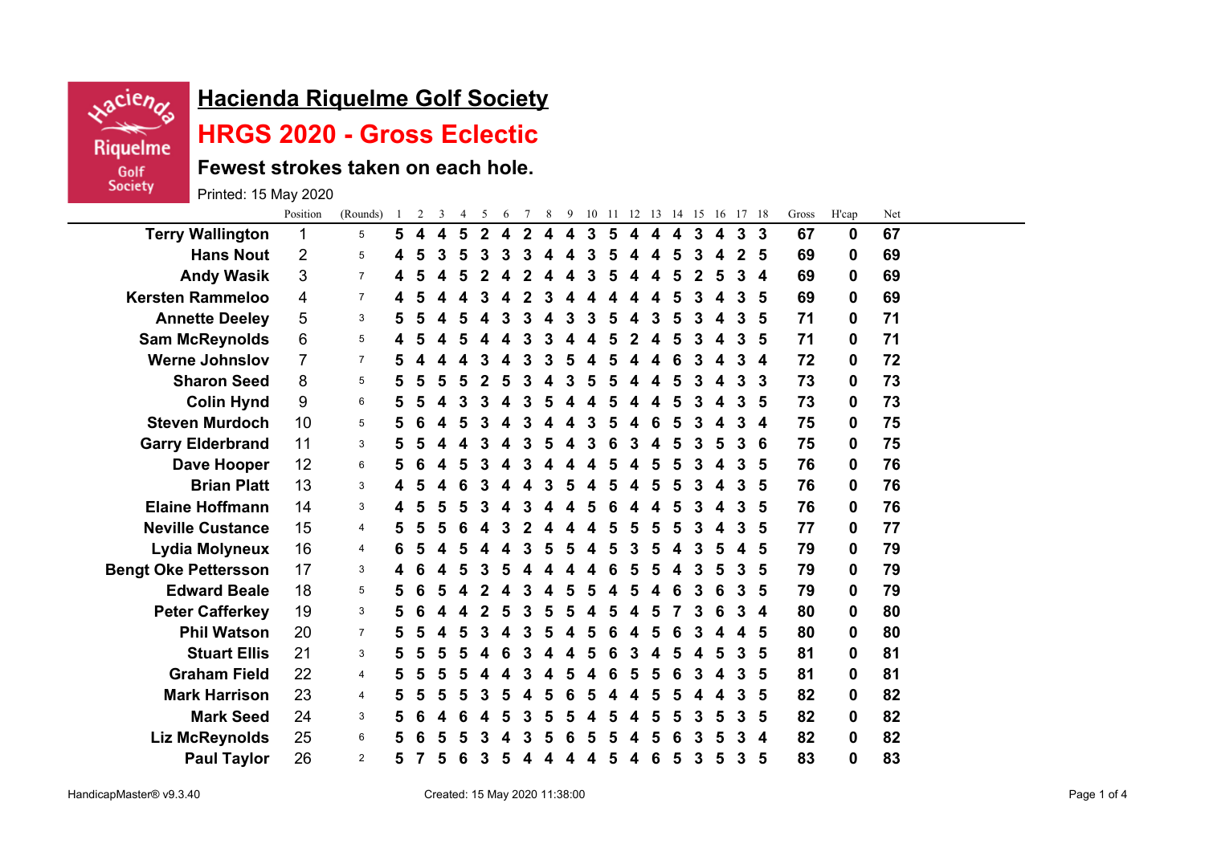# Hacienda Riquelme Golf Society

## HRGS 2020 - Gross Eclectic

### Fewest strokes taken on each hole.

Printed: 15 May 2020

| | Position | (Rounds) | 1 | 2 | 3 | 4 | 5 | 6 | 7 | 8 | 9 | 10 | 11 | 12 | 13 | 14 | 15 | 16 | 17 | 18 | Gross | H'cap | Net |
|---|---|---|---|---|---|---|---|---|---|---|---|---|---|---|---|---|---|---|---|---|---|---|---|
| **Terry Wallington** | 1 | 5 | **5** | **4** | **4** | **5** | **2** | **4** | **2** | **4** | **4** | **3** | **5** | **4** | **4** | **4** | **3** | **4** | **3** | **3** | **67** | **0** | **67** |
| **Hans Nout** | 2 | 5 | **4** | **5** | **3** | **5** | **3** | **3** | **3** | **4** | **4** | **3** | **5** | **4** | **4** | **5** | **3** | **4** | **2** | **5** | **69** | **0** | **69** |
| **Andy Wasik** | 3 | 7 | **4** | **5** | **4** | **5** | **2** | **4** | **2** | **4** | **4** | **3** | **5** | **4** | **4** | **5** | **2** | **5** | **3** | **4** | **69** | **0** | **69** |
| **Kersten Rammeloo** | 4 | 7 | **4** | **5** | **4** | **4** | **3** | **4** | **2** | **3** | **4** | **4** | **4** | **4** | **4** | **5** | **3** | **4** | **3** | **5** | **69** | **0** | **69** |
| **Annette Deeley** | 5 | 3 | **5** | **5** | **4** | **5** | **4** | **3** | **3** | **4** | **3** | **3** | **5** | **4** | **3** | **5** | **3** | **4** | **3** | **5** | **71** | **0** | **71** |
| **Sam McReynolds** | 6 | 5 | **4** | **5** | **4** | **5** | **4** | **4** | **3** | **3** | **4** | **4** | **5** | **2** | **4** | **5** | **3** | **4** | **3** | **5** | **71** | **0** | **71** |
| **Werne Johnslov** | 7 | 7 | **5** | **4** | **4** | **4** | **3** | **4** | **3** | **3** | **5** | **4** | **5** | **4** | **4** | **6** | **3** | **4** | **3** | **4** | **72** | **0** | **72** |
| **Sharon Seed** | 8 | 5 | **5** | **5** | **5** | **5** | **2** | **5** | **3** | **4** | **3** | **5** | **5** | **4** | **4** | **5** | **3** | **4** | **3** | **3** | **73** | **0** | **73** |
| **Colin Hynd** | 9 | 6 | **5** | **5** | **4** | **3** | **3** | **4** | **3** | **5** | **4** | **4** | **5** | **4** | **4** | **5** | **3** | **4** | **3** | **5** | **73** | **0** | **73** |
| **Steven Murdoch** | 10 | 5 | **5** | **6** | **4** | **5** | **3** | **4** | **3** | **4** | **4** | **3** | **5** | **4** | **6** | **5** | **3** | **4** | **3** | **4** | **75** | **0** | **75** |
| **Garry Elderbrand** | 11 | 3 | **5** | **5** | **4** | **4** | **3** | **4** | **3** | **5** | **4** | **3** | **6** | **3** | **4** | **5** | **3** | **5** | **3** | **6** | **75** | **0** | **75** |
| **Dave Hooper** | 12 | 6 | **5** | **6** | **4** | **5** | **3** | **4** | **3** | **4** | **4** | **4** | **5** | **4** | **5** | **5** | **3** | **4** | **3** | **5** | **76** | **0** | **76** |
| **Brian Platt** | 13 | 3 | **4** | **5** | **4** | **6** | **3** | **4** | **4** | **3** | **5** | **4** | **5** | **4** | **5** | **5** | **3** | **4** | **3** | **5** | **76** | **0** | **76** |
| **Elaine Hoffmann** | 14 | 3 | **4** | **5** | **5** | **5** | **3** | **4** | **3** | **4** | **4** | **5** | **6** | **4** | **4** | **5** | **3** | **4** | **3** | **5** | **76** | **0** | **76** |
| **Neville Custance** | 15 | 4 | **5** | **5** | **5** | **6** | **4** | **3** | **2** | **4** | **4** | **4** | **5** | **5** | **5** | **5** | **3** | **4** | **3** | **5** | **77** | **0** | **77** |
| **Lydia Molyneux** | 16 | 4 | **6** | **5** | **4** | **5** | **4** | **4** | **3** | **5** | **5** | **4** | **5** | **3** | **5** | **4** | **3** | **5** | **4** | **5** | **79** | **0** | **79** |
| **Bengt Oke Pettersson** | 17 | 3 | **4** | **6** | **4** | **5** | **3** | **5** | **4** | **4** | **4** | **4** | **6** | **5** | **5** | **4** | **3** | **5** | **3** | **5** | **79** | **0** | **79** |
| **Edward Beale** | 18 | 5 | **5** | **6** | **5** | **4** | **2** | **4** | **3** | **4** | **5** | **5** | **4** | **5** | **4** | **6** | **3** | **6** | **3** | **5** | **79** | **0** | **79** |
| **Peter Cafferkey** | 19 | 3 | **5** | **6** | **4** | **4** | **2** | **5** | **3** | **5** | **5** | **4** | **5** | **4** | **5** | **7** | **3** | **6** | **3** | **4** | **80** | **0** | **80** |
| **Phil Watson** | 20 | 7 | **5** | **5** | **4** | **5** | **3** | **4** | **3** | **5** | **4** | **5** | **6** | **4** | **5** | **6** | **3** | **4** | **4** | **5** | **80** | **0** | **80** |
| **Stuart Ellis** | 21 | 3 | **5** | **5** | **5** | **5** | **4** | **6** | **3** | **4** | **4** | **5** | **6** | **3** | **4** | **5** | **4** | **5** | **3** | **5** | **81** | **0** | **81** |
| **Graham Field** | 22 | 4 | **5** | **5** | **5** | **5** | **4** | **4** | **3** | **4** | **5** | **4** | **6** | **5** | **5** | **6** | **3** | **4** | **3** | **5** | **81** | **0** | **81** |
| **Mark Harrison** | 23 | 4 | **5** | **5** | **5** | **5** | **3** | **5** | **4** | **5** | **6** | **5** | **4** | **4** | **5** | **5** | **4** | **4** | **3** | **5** | **82** | **0** | **82** |
| **Mark Seed** | 24 | 3 | **5** | **6** | **4** | **6** | **4** | **5** | **3** | **5** | **5** | **4** | **5** | **4** | **5** | **5** | **3** | **5** | **3** | **5** | **82** | **0** | **82** |
| **Liz McReynolds** | 25 | 6 | **5** | **6** | **5** | **5** | **3** | **4** | **3** | **5** | **6** | **5** | **5** | **4** | **5** | **6** | **3** | **5** | **3** | **4** | **82** | **0** | **82** |
| **Paul Taylor** | 26 | 2 | **5** | **7** | **5** | **6** | **3** | **5** | **4** | **4** | **4** | **4** | **5** | **4** | **6** | **5** | **3** | **5** | **3** | **5** | **83** | **0** | **83** |

HandicapMaster® v9.3.40 — Created: 15 May 2020 11:38:00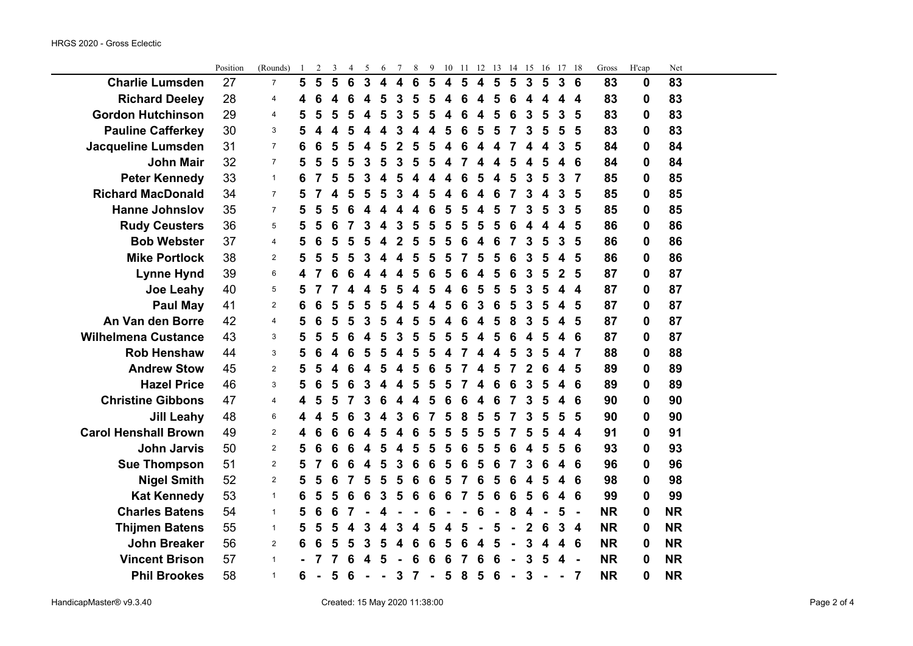| | Position | (Rounds) | 1 | 2 | 3 | 4 | 5 | 6 | 7 | 8 | 9 | 10 | 11 | 12 | 13 | 14 | 15 | 16 | 17 | 18 | Gross | H'cap | Net |
|---|---|---|---|---|---|---|---|---|---|---|---|---|---|---|---|---|---|---|---|---|---|---|---|
| **Charlie Lumsden** | 27 | 7 | **5** | **5** | **5** | **6** | **3** | **4** | **4** | **6** | **5** | **4** | **5** | **4** | **5** | **5** | **3** | **5** | **3** | **6** | **83** | **0** | **83** |
| **Richard Deeley** | 28 | 4 | **4** | **6** | **4** | **6** | **4** | **5** | **3** | **5** | **5** | **4** | **6** | **4** | **5** | **6** | **4** | **4** | **4** | **4** | **83** | **0** | **83** |
| **Gordon Hutchinson** | 29 | 4 | **5** | **5** | **5** | **5** | **4** | **5** | **3** | **5** | **5** | **4** | **6** | **4** | **5** | **6** | **3** | **5** | **3** | **5** | **83** | **0** | **83** |
| **Pauline Cafferkey** | 30 | 3 | **5** | **4** | **4** | **5** | **4** | **4** | **3** | **4** | **4** | **5** | **6** | **5** | **5** | **7** | **3** | **5** | **5** | **5** | **83** | **0** | **83** |
| **Jacqueline Lumsden** | 31 | 7 | **6** | **6** | **5** | **5** | **4** | **5** | **2** | **5** | **5** | **4** | **6** | **4** | **4** | **7** | **4** | **4** | **3** | **5** | **84** | **0** | **84** |
| **John Mair** | 32 | 7 | **5** | **5** | **5** | **5** | **3** | **5** | **3** | **5** | **5** | **4** | **7** | **4** | **4** | **5** | **4** | **5** | **4** | **6** | **84** | **0** | **84** |
| **Peter Kennedy** | 33 | 1 | **6** | **7** | **5** | **5** | **3** | **4** | **5** | **4** | **4** | **4** | **6** | **5** | **4** | **5** | **3** | **5** | **3** | **7** | **85** | **0** | **85** |
| **Richard MacDonald** | 34 | 7 | **5** | **7** | **4** | **5** | **5** | **5** | **3** | **4** | **5** | **4** | **6** | **4** | **6** | **7** | **3** | **4** | **3** | **5** | **85** | **0** | **85** |
| **Hanne Johnslov** | 35 | 7 | **5** | **5** | **5** | **6** | **4** | **4** | **4** | **4** | **6** | **5** | **5** | **4** | **5** | **7** | **3** | **5** | **3** | **5** | **85** | **0** | **85** |
| **Rudy Ceusters** | 36 | 5 | **5** | **5** | **6** | **7** | **3** | **4** | **3** | **5** | **5** | **5** | **5** | **5** | **5** | **6** | **4** | **4** | **4** | **5** | **86** | **0** | **86** |
| **Bob Webster** | 37 | 4 | **5** | **6** | **5** | **5** | **5** | **4** | **2** | **5** | **5** | **5** | **6** | **4** | **6** | **7** | **3** | **5** | **3** | **5** | **86** | **0** | **86** |
| **Mike Portlock** | 38 | 2 | **5** | **5** | **5** | **5** | **3** | **4** | **4** | **5** | **5** | **5** | **7** | **5** | **5** | **6** | **3** | **5** | **4** | **5** | **86** | **0** | **86** |
| **Lynne Hynd** | 39 | 6 | **4** | **7** | **6** | **6** | **4** | **4** | **4** | **5** | **6** | **5** | **6** | **4** | **5** | **6** | **3** | **5** | **2** | **5** | **87** | **0** | **87** |
| **Joe Leahy** | 40 | 5 | **5** | **7** | **7** | **4** | **4** | **5** | **5** | **4** | **5** | **4** | **6** | **5** | **5** | **5** | **3** | **5** | **4** | **4** | **87** | **0** | **87** |
| **Paul May** | 41 | 2 | **6** | **6** | **5** | **5** | **5** | **5** | **4** | **5** | **4** | **5** | **6** | **3** | **6** | **5** | **3** | **5** | **4** | **5** | **87** | **0** | **87** |
| **An Van den Borre** | 42 | 4 | **5** | **6** | **5** | **5** | **3** | **5** | **4** | **5** | **5** | **4** | **6** | **4** | **5** | **8** | **3** | **5** | **4** | **5** | **87** | **0** | **87** |
| **Wilhelmena Custance** | 43 | 3 | **5** | **5** | **5** | **6** | **4** | **5** | **3** | **5** | **5** | **5** | **5** | **4** | **5** | **6** | **4** | **5** | **4** | **6** | **87** | **0** | **87** |
| **Rob Henshaw** | 44 | 3 | **5** | **6** | **4** | **6** | **5** | **5** | **4** | **5** | **5** | **4** | **7** | **4** | **4** | **5** | **3** | **5** | **4** | **7** | **88** | **0** | **88** |
| **Andrew Stow** | 45 | 2 | **5** | **5** | **4** | **6** | **4** | **5** | **4** | **5** | **6** | **5** | **7** | **4** | **5** | **7** | **2** | **6** | **4** | **5** | **89** | **0** | **89** |
| **Hazel Price** | 46 | 3 | **5** | **6** | **5** | **6** | **3** | **4** | **4** | **5** | **5** | **5** | **7** | **4** | **6** | **6** | **3** | **5** | **4** | **6** | **89** | **0** | **89** |
| **Christine Gibbons** | 47 | 4 | **4** | **5** | **5** | **7** | **3** | **6** | **4** | **4** | **5** | **6** | **6** | **4** | **6** | **7** | **3** | **5** | **4** | **6** | **90** | **0** | **90** |
| **Jill Leahy** | 48 | 6 | **4** | **4** | **5** | **6** | **3** | **4** | **3** | **6** | **7** | **5** | **8** | **5** | **5** | **7** | **3** | **5** | **5** | **5** | **90** | **0** | **90** |
| **Carol Henshall Brown** | 49 | 2 | **4** | **6** | **6** | **6** | **4** | **5** | **4** | **6** | **5** | **5** | **5** | **5** | **5** | **7** | **5** | **5** | **4** | **4** | **91** | **0** | **91** |
| **John Jarvis** | 50 | 2 | **5** | **6** | **6** | **6** | **4** | **5** | **4** | **5** | **5** | **5** | **6** | **5** | **5** | **6** | **4** | **5** | **5** | **6** | **93** | **0** | **93** |
| **Sue Thompson** | 51 | 2 | **5** | **7** | **6** | **6** | **4** | **5** | **3** | **6** | **6** | **5** | **6** | **5** | **6** | **7** | **3** | **6** | **4** | **6** | **96** | **0** | **96** |
| **Nigel Smith** | 52 | 2 | **5** | **5** | **6** | **7** | **5** | **5** | **5** | **6** | **6** | **5** | **7** | **6** | **5** | **6** | **4** | **5** | **4** | **6** | **98** | **0** | **98** |
| **Kat Kennedy** | 53 | 1 | **6** | **5** | **5** | **6** | **6** | **3** | **5** | **6** | **6** | **6** | **7** | **5** | **6** | **6** | **5** | **6** | **4** | **6** | **99** | **0** | **99** |
| **Charles Batens** | 54 | 1 | **5** | **6** | **6** | **7** | **-** | **4** | **-** | **-** | **6** | **-** | **-** | **6** | **-** | **8** | **4** | **-** | **5** | **-** | **NR** | **0** | **NR** |
| **Thijmen Batens** | 55 | 1 | **5** | **5** | **5** | **4** | **3** | **4** | **3** | **4** | **5** | **4** | **5** | **-** | **5** | **-** | **2** | **6** | **3** | **4** | **NR** | **0** | **NR** |
| **John Breaker** | 56 | 2 | **6** | **6** | **5** | **5** | **3** | **5** | **4** | **6** | **6** | **5** | **6** | **4** | **5** | **-** | **3** | **4** | **4** | **6** | **NR** | **0** | **NR** |
| **Vincent Brison** | 57 | 1 | **-** | **7** | **7** | **6** | **4** | **5** | **-** | **6** | **6** | **6** | **7** | **6** | **6** | **-** | **3** | **5** | **4** | **-** | **NR** | **0** | **NR** |
| **Phil Brookes** | 58 | 1 | **6** | **-** | **5** | **6** | **-** | **-** | **3** | **7** | **-** | **5** | **8** | **5** | **6** | **-** | **3** | **-** | **-** | **7** | **NR** | **0** | **NR** |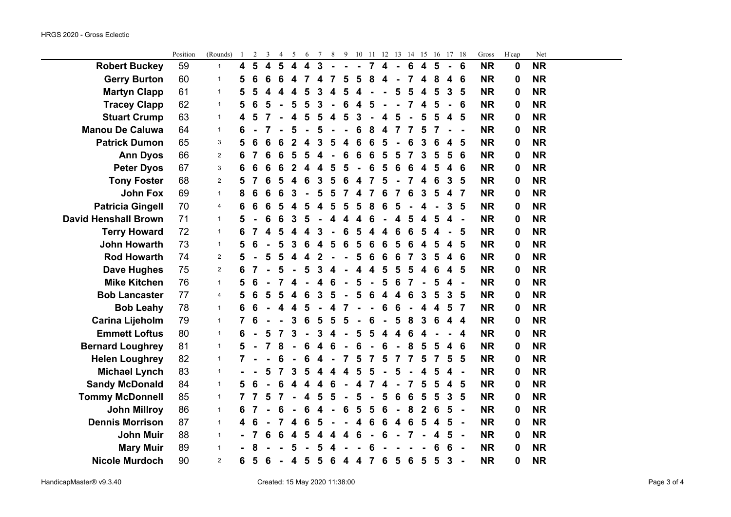HRGS 2020 - Gross Eclectic

| | Position | (Rounds) | 1 | 2 | 3 | 4 | 5 | 6 | 7 | 8 | 9 | 10 | 11 | 12 | 13 | 14 | 15 | 16 | 17 | 18 | Gross | H'cap | Net |
|---|---|---|---|---|---|---|---|---|---|---|---|---|---|---|---|---|---|---|---|---|---|---|---|
| **Robert Buckey** | 59 | 1 | **4** | **5** | **4** | **5** | **4** | **4** | **3** | **-** | **-** | **-** | **7** | **4** | **-** | **6** | **4** | **5** | **-** | **6** | **NR** | **0** | **NR** |
| **Gerry Burton** | 60 | 1 | **5** | **6** | **6** | **6** | **4** | **7** | **4** | **7** | **5** | **5** | **8** | **4** | **-** | **7** | **4** | **8** | **4** | **6** | **NR** | **0** | **NR** |
| **Martyn Clapp** | 61 | 1 | **5** | **5** | **4** | **4** | **4** | **5** | **3** | **4** | **5** | **4** | **-** | **-** | **5** | **5** | **4** | **5** | **3** | **5** | **NR** | **0** | **NR** |
| **Tracey Clapp** | 62 | 1 | **5** | **6** | **5** | **-** | **5** | **5** | **3** | **-** | **6** | **4** | **5** | **-** | **-** | **7** | **4** | **5** | **-** | **6** | **NR** | **0** | **NR** |
| **Stuart Crump** | 63 | 1 | **4** | **5** | **7** | **-** | **4** | **5** | **5** | **4** | **5** | **3** | **-** | **4** | **5** | **-** | **5** | **5** | **4** | **5** | **NR** | **0** | **NR** |
| **Manou De Caluwa** | 64 | 1 | **6** | **-** | **7** | **-** | **5** | **-** | **5** | **-** | **-** | **6** | **8** | **4** | **7** | **7** | **5** | **7** | **-** | **-** | **NR** | **0** | **NR** |
| **Patrick Dumon** | 65 | 3 | **5** | **6** | **6** | **6** | **2** | **4** | **3** | **5** | **4** | **6** | **6** | **5** | **-** | **6** | **3** | **6** | **4** | **5** | **NR** | **0** | **NR** |
| **Ann Dyos** | 66 | 2 | **6** | **7** | **6** | **6** | **5** | **5** | **4** | **-** | **6** | **6** | **6** | **5** | **5** | **7** | **3** | **5** | **5** | **6** | **NR** | **0** | **NR** |
| **Peter Dyos** | 67 | 3 | **6** | **6** | **6** | **6** | **2** | **4** | **4** | **5** | **5** | **-** | **6** | **5** | **6** | **6** | **4** | **5** | **4** | **6** | **NR** | **0** | **NR** |
| **Tony Foster** | 68 | 2 | **5** | **7** | **6** | **5** | **4** | **6** | **3** | **5** | **6** | **4** | **7** | **5** | **-** | **7** | **4** | **6** | **3** | **5** | **NR** | **0** | **NR** |
| **John Fox** | 69 | 1 | **8** | **6** | **6** | **6** | **3** | **-** | **5** | **5** | **7** | **4** | **7** | **6** | **7** | **6** | **3** | **5** | **4** | **7** | **NR** | **0** | **NR** |
| **Patricia Gingell** | 70 | 4 | **6** | **6** | **6** | **5** | **4** | **5** | **4** | **5** | **5** | **5** | **8** | **6** | **5** | **-** | **4** | **-** | **3** | **5** | **NR** | **0** | **NR** |
| **David Henshall Brown** | 71 | 1 | **5** | **-** | **6** | **6** | **3** | **5** | **-** | **4** | **4** | **4** | **6** | **-** | **4** | **5** | **4** | **5** | **4** | **-** | **NR** | **0** | **NR** |
| **Terry Howard** | 72 | 1 | **6** | **7** | **4** | **5** | **4** | **4** | **3** | **-** | **6** | **5** | **4** | **4** | **6** | **6** | **5** | **4** | **-** | **5** | **NR** | **0** | **NR** |
| **John Howarth** | 73 | 1 | **5** | **6** | **-** | **5** | **3** | **6** | **4** | **5** | **6** | **5** | **6** | **6** | **5** | **6** | **4** | **5** | **4** | **5** | **NR** | **0** | **NR** |
| **Rod Howarth** | 74 | 2 | **5** | **-** | **5** | **5** | **4** | **4** | **2** | **-** | **-** | **5** | **6** | **6** | **6** | **7** | **3** | **5** | **4** | **6** | **NR** | **0** | **NR** |
| **Dave Hughes** | 75 | 2 | **6** | **7** | **-** | **5** | **-** | **5** | **3** | **4** | **-** | **4** | **4** | **5** | **5** | **5** | **4** | **6** | **4** | **5** | **NR** | **0** | **NR** |
| **Mike Kitchen** | 76 | 1 | **5** | **6** | **-** | **7** | **4** | **-** | **4** | **6** | **-** | **5** | **-** | **5** | **6** | **7** | **-** | **5** | **4** | **-** | **NR** | **0** | **NR** |
| **Bob Lancaster** | 77 | 4 | **5** | **6** | **5** | **5** | **4** | **6** | **3** | **5** | **-** | **5** | **6** | **4** | **4** | **6** | **3** | **5** | **3** | **5** | **NR** | **0** | **NR** |
| **Bob Leahy** | 78 | 1 | **6** | **6** | **-** | **4** | **4** | **5** | **-** | **4** | **7** | **-** | **-** | **6** | **6** | **-** | **4** | **4** | **5** | **7** | **NR** | **0** | **NR** |
| **Carina Lijeholm** | 79 | 1 | **7** | **6** | **-** | **-** | **3** | **6** | **5** | **5** | **5** | **-** | **6** | **-** | **5** | **8** | **3** | **6** | **4** | **4** | **NR** | **0** | **NR** |
| **Emmett Loftus** | 80 | 1 | **6** | **-** | **5** | **7** | **3** | **-** | **3** | **4** | **-** | **5** | **5** | **4** | **4** | **6** | **4** | **-** | **-** | **4** | **NR** | **0** | **NR** |
| **Bernard Loughrey** | 81 | 1 | **5** | **-** | **7** | **8** | **-** | **6** | **4** | **6** | **-** | **6** | **-** | **6** | **-** | **8** | **5** | **5** | **4** | **6** | **NR** | **0** | **NR** |
| **Helen Loughrey** | 82 | 1 | **7** | **-** | **-** | **6** | **-** | **6** | **4** | **-** | **7** | **5** | **7** | **5** | **7** | **7** | **5** | **7** | **5** | **5** | **NR** | **0** | **NR** |
| **Michael Lynch** | 83 | 1 | **-** | **-** | **5** | **7** | **3** | **5** | **4** | **4** | **4** | **5** | **5** | **-** | **5** | **-** | **4** | **5** | **4** | **-** | **NR** | **0** | **NR** |
| **Sandy McDonald** | 84 | 1 | **5** | **6** | **-** | **6** | **4** | **4** | **4** | **6** | **-** | **4** | **7** | **4** | **-** | **7** | **5** | **5** | **4** | **5** | **NR** | **0** | **NR** |
| **Tommy McDonnell** | 85 | 1 | **7** | **7** | **5** | **7** | **-** | **4** | **5** | **5** | **-** | **5** | **-** | **5** | **6** | **6** | **5** | **5** | **3** | **5** | **NR** | **0** | **NR** |
| **John Millroy** | 86 | 1 | **6** | **7** | **-** | **6** | **-** | **6** | **4** | **-** | **6** | **5** | **5** | **6** | **-** | **8** | **2** | **6** | **5** | **-** | **NR** | **0** | **NR** |
| **Dennis Morrison** | 87 | 1 | **4** | **6** | **-** | **7** | **4** | **6** | **5** | **-** | **-** | **4** | **6** | **6** | **4** | **6** | **5** | **4** | **5** | **-** | **NR** | **0** | **NR** |
| **John Muir** | 88 | 1 | **-** | **7** | **6** | **6** | **4** | **5** | **4** | **4** | **4** | **6** | **-** | **6** | **-** | **7** | **-** | **4** | **5** | **-** | **NR** | **0** | **NR** |
| **Mary Muir** | 89 | 1 | **-** | **8** | **-** | **-** | **5** | **-** | **5** | **4** | **-** | **-** | **6** | **-** | **-** | **-** | **-** | **6** | **6** | **-** | **NR** | **0** | **NR** |
| **Nicole Murdoch** | 90 | 2 | **6** | **5** | **6** | **-** | **4** | **5** | **5** | **6** | **4** | **4** | **7** | **6** | **5** | **6** | **5** | **5** | **3** | **-** | **NR** | **0** | **NR** |

HandicapMaster® v9.3.40 Created: 15 May 2020 11:38:00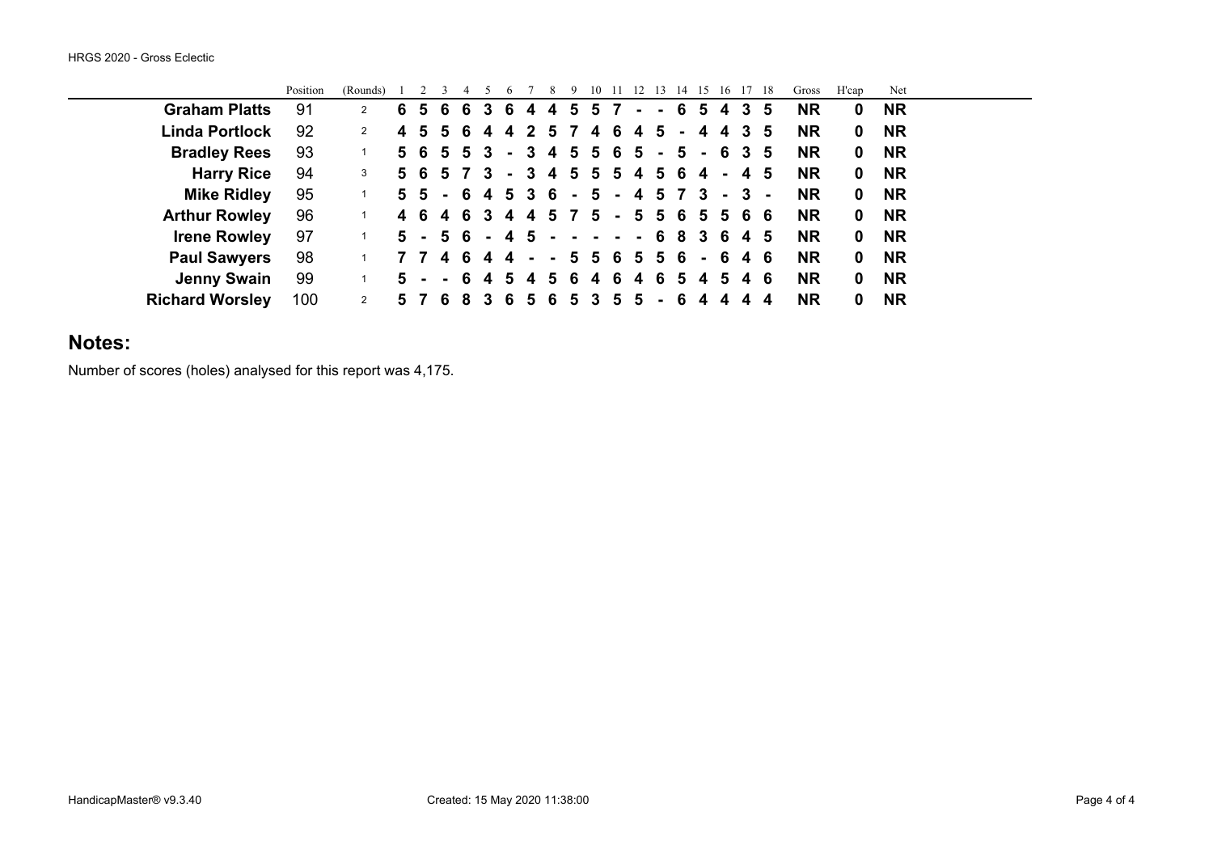HRGS 2020 - Gross Eclectic

| | Position | (Rounds) | 1 | 2 | 3 | 4 | 5 | 6 | 7 | 8 | 9 | 10 | 11 | 12 | 13 | 14 | 15 | 16 | 17 | 18 | Gross | H'cap | Net |
|---|---|---|---|---|---|---|---|---|---|---|---|---|---|---|---|---|---|---|---|---|---|---|---|
| **Graham Platts** | 91 | 2 | **6** | **5** | **6** | **6** | **3** | **6** | **4** | **4** | **5** | **5** | **7** | **-** | **-** | **6** | **5** | **4** | **3** | **5** | **NR** | **0** | **NR** |
| **Linda Portlock** | 92 | 2 | **4** | **5** | **5** | **6** | **4** | **4** | **2** | **5** | **7** | **4** | **6** | **4** | **5** | **-** | **4** | **4** | **3** | **5** | **NR** | **0** | **NR** |
| **Bradley Rees** | 93 | 1 | **5** | **6** | **5** | **5** | **3** | **-** | **3** | **4** | **5** | **5** | **6** | **5** | **-** | **5** | **-** | **6** | **3** | **5** | **NR** | **0** | **NR** |
| **Harry Rice** | 94 | 3 | **5** | **6** | **5** | **7** | **3** | **-** | **3** | **4** | **5** | **5** | **5** | **4** | **5** | **6** | **4** | **-** | **4** | **5** | **NR** | **0** | **NR** |
| **Mike Ridley** | 95 | 1 | **5** | **5** | **-** | **6** | **4** | **5** | **3** | **6** | **-** | **5** | **-** | **4** | **5** | **7** | **3** | **-** | **3** | **-** | **NR** | **0** | **NR** |
| **Arthur Rowley** | 96 | 1 | **4** | **6** | **4** | **6** | **3** | **4** | **4** | **5** | **7** | **5** | **-** | **5** | **5** | **6** | **5** | **5** | **6** | **6** | **NR** | **0** | **NR** |
| **Irene Rowley** | 97 | 1 | **5** | **-** | **5** | **6** | **-** | **4** | **5** | **-** | **-** | **-** | **-** | **-** | **-** | **6** | **8** | **3** | **6** | **4** | **5** | **NR** | **0** | **NR** |
| **Paul Sawyers** | 98 | 1 | **7** | **7** | **4** | **6** | **4** | **4** | **-** | **-** | **5** | **5** | **6** | **5** | **5** | **6** | **-** | **6** | **4** | **6** | **NR** | **0** | **NR** |
| **Jenny Swain** | 99 | 1 | **5** | **-** | **-** | **6** | **4** | **5** | **4** | **5** | **6** | **4** | **6** | **4** | **6** | **5** | **4** | **5** | **4** | **6** | **NR** | **0** | **NR** |
| **Richard Worsley** | 100 | 2 | **5** | **7** | **6** | **8** | **3** | **6** | **5** | **6** | **5** | **3** | **5** | **5** | **-** | **6** | **4** | **4** | **4** | **4** | **NR** | **0** | **NR** |

## Notes:

Number of scores (holes) analysed for this report was 4,175.

HandicapMaster® v9.3.40

Created: 15 May 2020 11:38:00